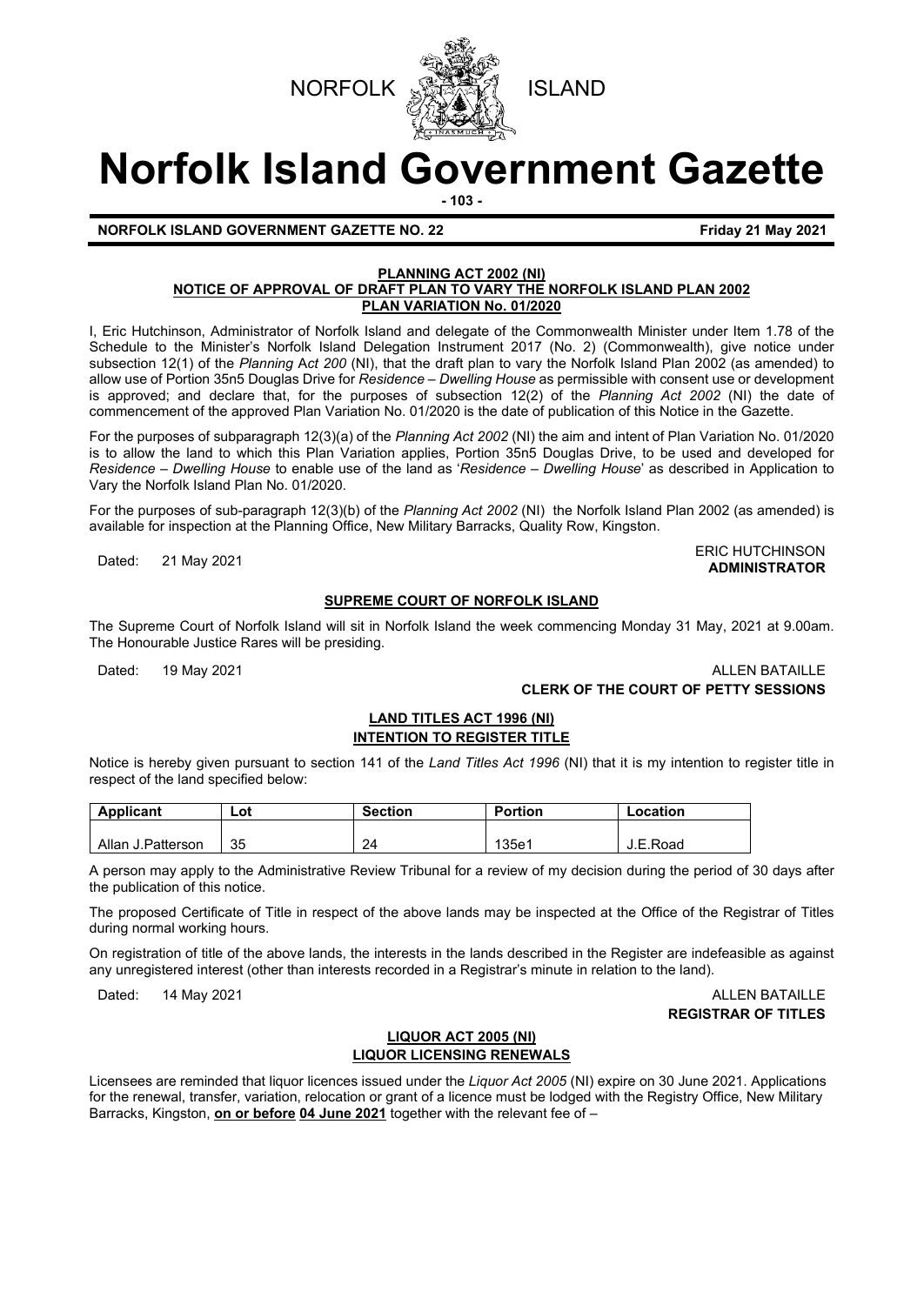NORFOLK ISLAND

# Norfolk Island Government Gazette

**NORFOLK ISLAND GOVERNMENT GAZETTE NO. 22** **Friday 21 May 2021**

## PLANNING ACT 2002 (NI)
## NOTICE OF APPROVAL OF DRAFT PLAN TO VARY THE NORFOLK ISLAND PLAN 2002
## PLAN VARIATION No. 01/2020

I, Eric Hutchinson, Administrator of Norfolk Island and delegate of the Commonwealth Minister under Item 1.78 of the Schedule to the Minister's Norfolk Island Delegation Instrument 2017 (No. 2) (Commonwealth), give notice under subsection 12(1) of the *Planning* A*ct 200* (NI), that the draft plan to vary the Norfolk Island Plan 2002 (as amended) to allow use of Portion 35n5 Douglas Drive for *Residence – Dwelling House* as permissible with consent use or development is approved; and declare that, for the purposes of subsection 12(2) of the *Planning Act 2002* (NI) the date of commencement of the approved Plan Variation No. 01/2020 is the date of publication of this Notice in the Gazette.

For the purposes of subparagraph 12(3)(a) of the *Planning Act 2002* (NI) the aim and intent of Plan Variation No. 01/2020 is to allow the land to which this Plan Variation applies, Portion 35n5 Douglas Drive, to be used and developed for *Residence – Dwelling House* to enable use of the land as '*Residence – Dwelling House*' as described in Application to Vary the Norfolk Island Plan No. 01/2020.

For the purposes of sub-paragraph 12(3)(b) of the *Planning Act 2002* (NI) the Norfolk Island Plan 2002 (as amended) is available for inspection at the Planning Office, New Military Barracks, Quality Row, Kingston.

Dated: 21 May 2021

ERIC HUTCHINSON
**ADMINISTRATOR**

## SUPREME COURT OF NORFOLK ISLAND

The Supreme Court of Norfolk Island will sit in Norfolk Island the week commencing Monday 31 May, 2021 at 9.00am. The Honourable Justice Rares will be presiding.

Dated: 19 May 2021

ALLEN BATAILLE
**CLERK OF THE COURT OF PETTY SESSIONS**

## LAND TITLES ACT 1996 (NI)
## INTENTION TO REGISTER TITLE

Notice is hereby given pursuant to section 141 of the *Land Titles Act 1996* (NI) that it is my intention to register title in respect of the land specified below:

| Applicant | Lot | Section | Portion | Location |
|---|---|---|---|---|
| Allan J.Patterson | 35 | 24 | 135e1 | J.E.Road |

A person may apply to the Administrative Review Tribunal for a review of my decision during the period of 30 days after the publication of this notice.

The proposed Certificate of Title in respect of the above lands may be inspected at the Office of the Registrar of Titles during normal working hours.

On registration of title of the above lands, the interests in the lands described in the Register are indefeasible as against any unregistered interest (other than interests recorded in a Registrar's minute in relation to the land).

Dated: 14 May 2021

ALLEN BATAILLE
**REGISTRAR OF TITLES**

## LIQUOR ACT 2005 (NI)
## LIQUOR LICENSING RENEWALS

Licensees are reminded that liquor licences issued under the *Liquor Act 2005* (NI) expire on 30 June 2021. Applications for the renewal, transfer, variation, relocation or grant of a licence must be lodged with the Registry Office, New Military Barracks, Kingston, **on or before** **04 June 2021** together with the relevant fee of –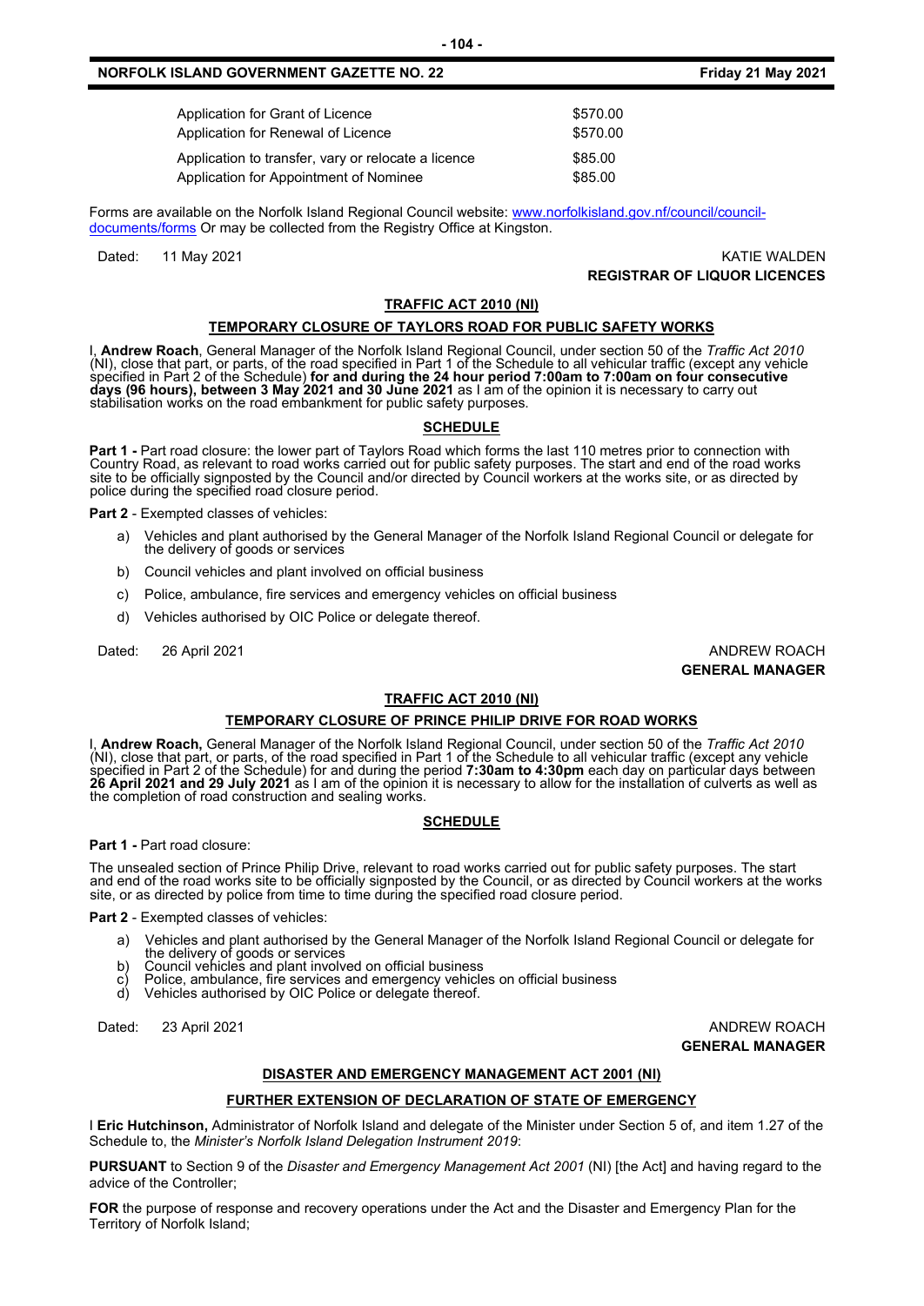| | |
|---|---|
| Application for Grant of Licence | \$570.00 |
| Application for Renewal of Licence | \$570.00 |
| Application to transfer, vary or relocate a licence | \$85.00 |
| Application for Appointment of Nominee | \$85.00 |

Forms are available on the Norfolk Island Regional Council website: [www.norfolkisland.gov.nf/council/council-documents/forms](www.norfolkisland.gov.nf/council/council-documents/forms) Or may be collected from the Registry Office at Kingston.

Dated: 11 May 2021

KATIE WALDEN
**REGISTRAR OF LIQUOR LICENCES**

## TRAFFIC ACT 2010 (NI)

### TEMPORARY CLOSURE OF TAYLORS ROAD FOR PUBLIC SAFETY WORKS

I, **Andrew Roach**, General Manager of the Norfolk Island Regional Council, under section 50 of the *Traffic Act 2010* (NI), close that part, or parts, of the road specified in Part 1 of the Schedule to all vehicular traffic (except any vehicle specified in Part 2 of the Schedule) **for and during the 24 hour period 7:00am to 7:00am on four consecutive days (96 hours), between 3 May 2021 and 30 June 2021** as I am of the opinion it is necessary to carry out stabilisation works on the road embankment for public safety purposes.

#### SCHEDULE

**Part 1 -** Part road closure: the lower part of Taylors Road which forms the last 110 metres prior to connection with Country Road, as relevant to road works carried out for public safety purposes. The start and end of the road works site to be officially signposted by the Council and/or directed by Council workers at the works site, or as directed by police during the specified road closure period.

**Part 2** - Exempted classes of vehicles:

a) Vehicles and plant authorised by the General Manager of the Norfolk Island Regional Council or delegate for the delivery of goods or services

b) Council vehicles and plant involved on official business

c) Police, ambulance, fire services and emergency vehicles on official business

d) Vehicles authorised by OIC Police or delegate thereof.

Dated: 26 April 2021

ANDREW ROACH
**GENERAL MANAGER**

## TRAFFIC ACT 2010 (NI)

### TEMPORARY CLOSURE OF PRINCE PHILIP DRIVE FOR ROAD WORKS

I, **Andrew Roach,** General Manager of the Norfolk Island Regional Council, under section 50 of the *Traffic Act 2010* (NI), close that part, or parts, of the road specified in Part 1 of the Schedule to all vehicular traffic (except any vehicle specified in Part 2 of the Schedule) for and during the period **7:30am to 4:30pm** each day on particular days between **26 April 2021 and 29 July 2021** as I am of the opinion it is necessary to allow for the installation of culverts as well as the completion of road construction and sealing works.

#### SCHEDULE

**Part 1 -** Part road closure:

The unsealed section of Prince Philip Drive, relevant to road works carried out for public safety purposes. The start and end of the road works site to be officially signposted by the Council, or as directed by Council workers at the works site, or as directed by police from time to time during the specified road closure period.

**Part 2** - Exempted classes of vehicles:

a) Vehicles and plant authorised by the General Manager of the Norfolk Island Regional Council or delegate for the delivery of goods or services
b) Council vehicles and plant involved on official business
c) Police, ambulance, fire services and emergency vehicles on official business
d) Vehicles authorised by OIC Police or delegate thereof.

Dated: 23 April 2021

ANDREW ROACH
**GENERAL MANAGER**

## DISASTER AND EMERGENCY MANAGEMENT ACT 2001 (NI)

### FURTHER EXTENSION OF DECLARATION OF STATE OF EMERGENCY

I **Eric Hutchinson,** Administrator of Norfolk Island and delegate of the Minister under Section 5 of, and item 1.27 of the Schedule to, the *Minister's Norfolk Island Delegation Instrument 2019*:

**PURSUANT** to Section 9 of the *Disaster and Emergency Management Act 2001* (NI) [the Act] and having regard to the advice of the Controller;

**FOR** the purpose of response and recovery operations under the Act and the Disaster and Emergency Plan for the Territory of Norfolk Island;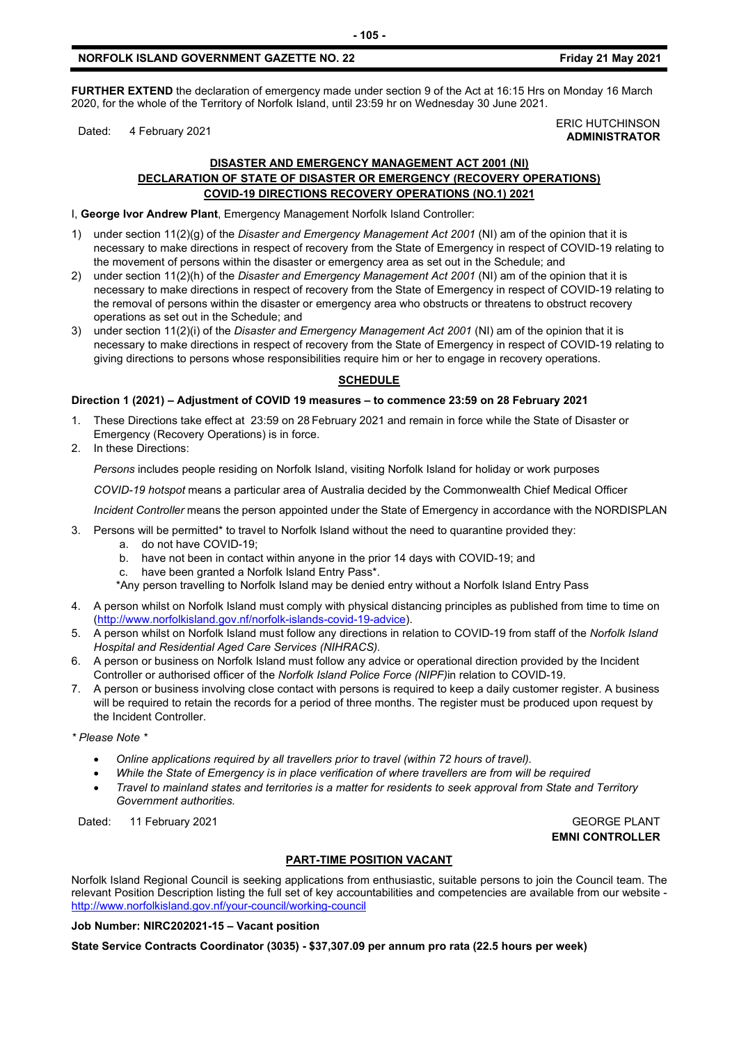**FURTHER EXTEND** the declaration of emergency made under section 9 of the Act at 16:15 Hrs on Monday 16 March 2020, for the whole of the Territory of Norfolk Island, until 23:59 hr on Wednesday 30 June 2021.

Dated: 4 February 2021

ERIC HUTCHINSON
**ADMINISTRATOR**

## DISASTER AND EMERGENCY MANAGEMENT ACT 2001 (NI) DECLARATION OF STATE OF DISASTER OR EMERGENCY (RECOVERY OPERATIONS) COVID-19 DIRECTIONS RECOVERY OPERATIONS (NO.1) 2021

I, **George Ivor Andrew Plant**, Emergency Management Norfolk Island Controller:

1) under section 11(2)(g) of the *Disaster and Emergency Management Act 2001* (NI) am of the opinion that it is necessary to make directions in respect of recovery from the State of Emergency in respect of COVID-19 relating to the movement of persons within the disaster or emergency area as set out in the Schedule; and
2) under section 11(2)(h) of the *Disaster and Emergency Management Act 2001* (NI) am of the opinion that it is necessary to make directions in respect of recovery from the State of Emergency in respect of COVID-19 relating to the removal of persons within the disaster or emergency area who obstructs or threatens to obstruct recovery operations as set out in the Schedule; and
3) under section 11(2)(i) of the *Disaster and Emergency Management Act 2001* (NI) am of the opinion that it is necessary to make directions in respect of recovery from the State of Emergency in respect of COVID-19 relating to giving directions to persons whose responsibilities require him or her to engage in recovery operations.

### SCHEDULE

**Direction 1 (2021) – Adjustment of COVID 19 measures – to commence 23:59 on 28 February 2021**

1. These Directions take effect at 23:59 on 28 February 2021 and remain in force while the State of Disaster or Emergency (Recovery Operations) is in force.
2. In these Directions:

   *Persons* includes people residing on Norfolk Island, visiting Norfolk Island for holiday or work purposes

   *COVID-19 hotspot* means a particular area of Australia decided by the Commonwealth Chief Medical Officer

   *Incident Controller* means the person appointed under the State of Emergency in accordance with the NORDISPLAN
3. Persons will be permitted* to travel to Norfolk Island without the need to quarantine provided they:
   a. do not have COVID-19;
   b. have not been in contact within anyone in the prior 14 days with COVID-19; and
   c. have been granted a Norfolk Island Entry Pass*.

   *Any person travelling to Norfolk Island may be denied entry without a Norfolk Island Entry Pass
4. A person whilst on Norfolk Island must comply with physical distancing principles as published from time to time on (http://www.norfolkisland.gov.nf/norfolk-islands-covid-19-advice).
5. A person whilst on Norfolk Island must follow any directions in relation to COVID-19 from staff of the *Norfolk Island Hospital and Residential Aged Care Services (NIHRACS).*
6. A person or business on Norfolk Island must follow any advice or operational direction provided by the Incident Controller or authorised officer of the *Norfolk Island Police Force (NIPF)*in relation to COVID-19.
7. A person or business involving close contact with persons is required to keep a daily customer register. A business will be required to retain the records for a period of three months. The register must be produced upon request by the Incident Controller.

*\* Please Note \**

- *Online applications required by all travellers prior to travel (within 72 hours of travel).*
- *While the State of Emergency is in place verification of where travellers are from will be required*
- *Travel to mainland states and territories is a matter for residents to seek approval from State and Territory Government authorities.*

Dated: 11 February 2021

GEORGE PLANT
**EMNI CONTROLLER**

### PART-TIME POSITION VACANT

Norfolk Island Regional Council is seeking applications from enthusiastic, suitable persons to join the Council team. The relevant Position Description listing the full set of key accountabilities and competencies are available from our website - http://www.norfolkisland.gov.nf/your-council/working-council

**Job Number: NIRC202021-15 – Vacant position**

**State Service Contracts Coordinator (3035) - $37,307.09 per annum pro rata (22.5 hours per week)**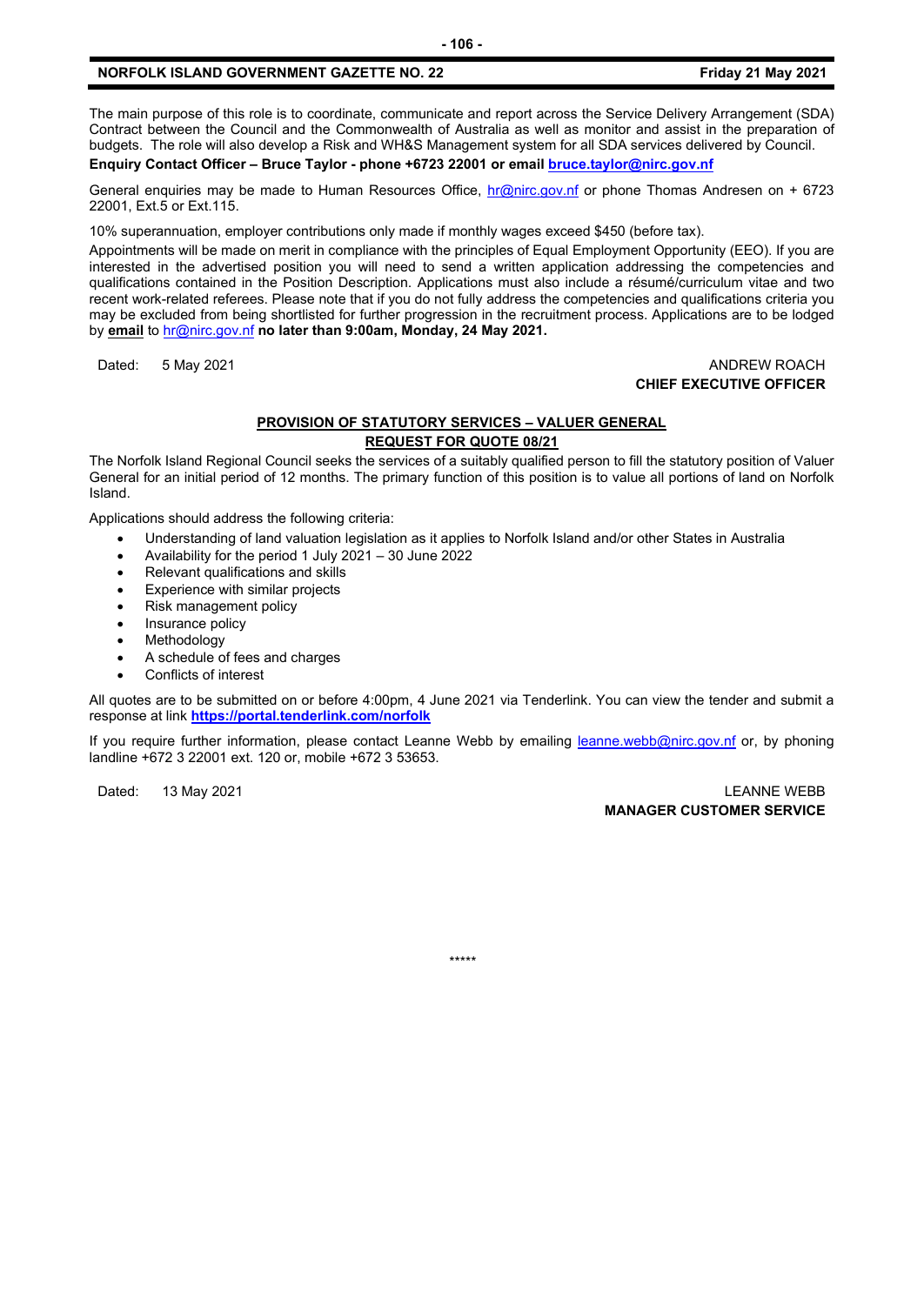The main purpose of this role is to coordinate, communicate and report across the Service Delivery Arrangement (SDA) Contract between the Council and the Commonwealth of Australia as well as monitor and assist in the preparation of budgets. The role will also develop a Risk and WH&S Management system for all SDA services delivered by Council.

**Enquiry Contact Officer – Bruce Taylor - phone +6723 22001 or email bruce.taylor@nirc.gov.nf**

General enquiries may be made to Human Resources Office, hr@nirc.gov.nf or phone Thomas Andresen on + 6723 22001, Ext.5 or Ext.115.

10% superannuation, employer contributions only made if monthly wages exceed $450 (before tax).

Appointments will be made on merit in compliance with the principles of Equal Employment Opportunity (EEO). If you are interested in the advertised position you will need to send a written application addressing the competencies and qualifications contained in the Position Description. Applications must also include a résumé/curriculum vitae and two recent work-related referees. Please note that if you do not fully address the competencies and qualifications criteria you may be excluded from being shortlisted for further progression in the recruitment process. Applications are to be lodged by **email** to hr@nirc.gov.nf **no later than 9:00am, Monday, 24 May 2021.**

Dated: 5 May 2021

ANDREW ROACH
**CHIEF EXECUTIVE OFFICER**

## PROVISION OF STATUTORY SERVICES – VALUER GENERAL
## REQUEST FOR QUOTE 08/21

The Norfolk Island Regional Council seeks the services of a suitably qualified person to fill the statutory position of Valuer General for an initial period of 12 months. The primary function of this position is to value all portions of land on Norfolk Island.

Applications should address the following criteria:

- Understanding of land valuation legislation as it applies to Norfolk Island and/or other States in Australia
- Availability for the period 1 July 2021 – 30 June 2022
- Relevant qualifications and skills
- Experience with similar projects
- Risk management policy
- Insurance policy
- Methodology
- A schedule of fees and charges
- Conflicts of interest

All quotes are to be submitted on or before 4:00pm, 4 June 2021 via Tenderlink. You can view the tender and submit a response at link **https://portal.tenderlink.com/norfolk**

If you require further information, please contact Leanne Webb by emailing leanne.webb@nirc.gov.nf or, by phoning landline +672 3 22001 ext. 120 or, mobile +672 3 53653.

Dated: 13 May 2021

LEANNE WEBB
**MANAGER CUSTOMER SERVICE**

*****